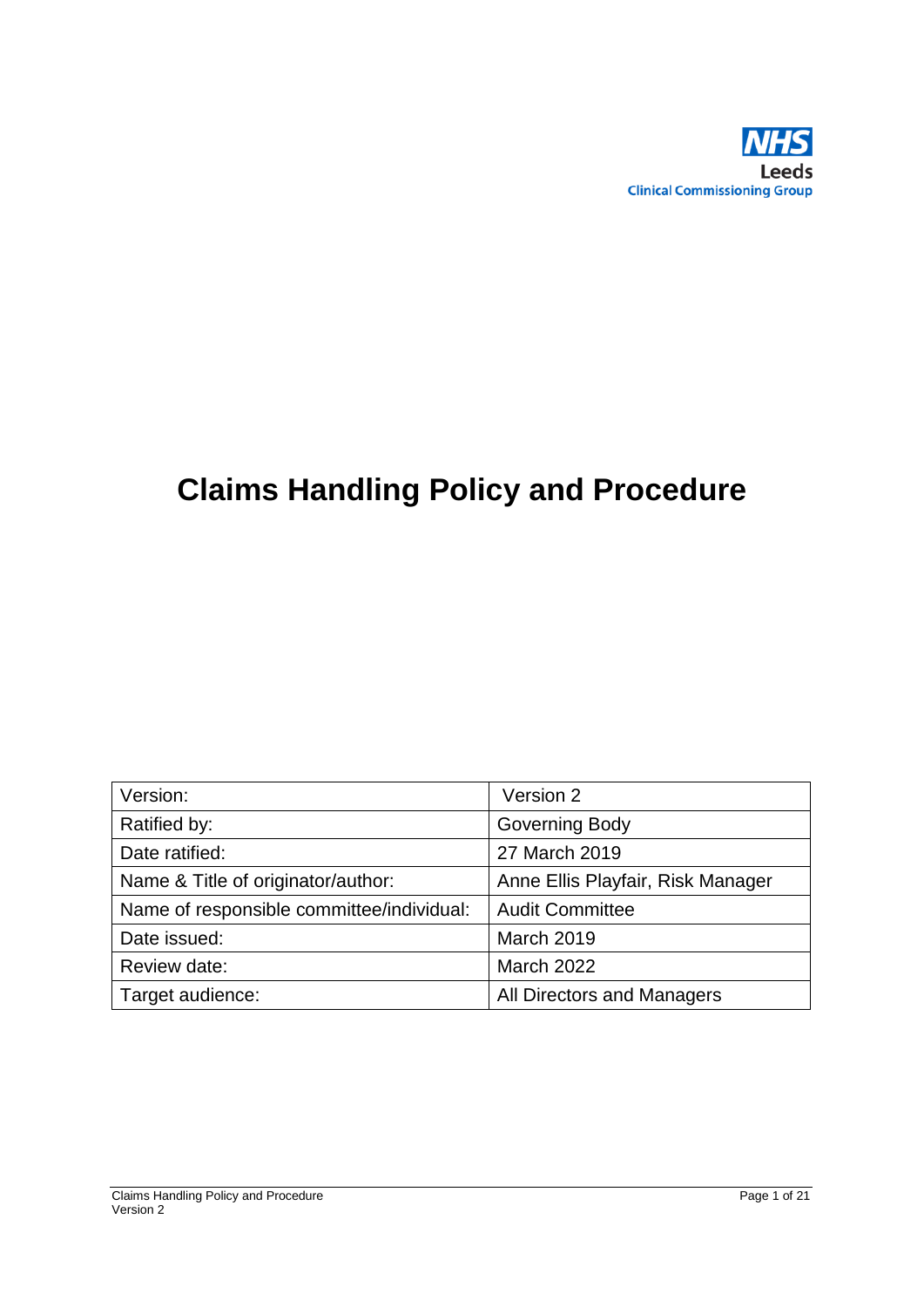NHS
Leeds
Clinical Commissioning Group

# Claims Handling Policy and Procedure

| | |
|---|---|
| Version: | Version 2 |
| Ratified by: | Governing Body |
| Date ratified: | 27 March 2019 |
| Name & Title of originator/author: | Anne Ellis Playfair, Risk Manager |
| Name of responsible committee/individual: | Audit Committee |
| Date issued: | March 2019 |
| Review date: | March 2022 |
| Target audience: | All Directors and Managers |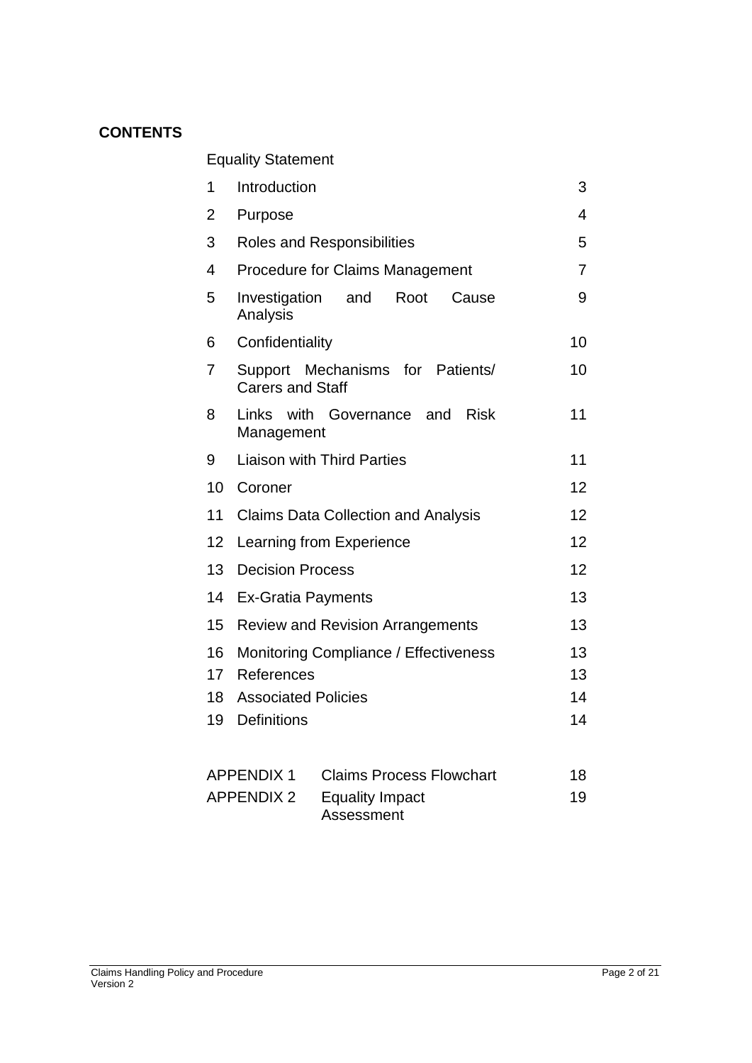**CONTENTS**

| | | |
|---|---|---|
| | Equality Statement | |
| 1 | Introduction | 3 |
| 2 | Purpose | 4 |
| 3 | Roles and Responsibilities | 5 |
| 4 | Procedure for Claims Management | 7 |
| 5 | Investigation and Root Cause Analysis | 9 |
| 6 | Confidentiality | 10 |
| 7 | Support Mechanisms for Patients/ Carers and Staff | 10 |
| 8 | Links with Governance and Risk Management | 11 |
| 9 | Liaison with Third Parties | 11 |
| 10 | Coroner | 12 |
| 11 | Claims Data Collection and Analysis | 12 |
| 12 | Learning from Experience | 12 |
| 13 | Decision Process | 12 |
| 14 | Ex-Gratia Payments | 13 |
| 15 | Review and Revision Arrangements | 13 |
| 16 | Monitoring Compliance / Effectiveness | 13 |
| 17 | References | 13 |
| 18 | Associated Policies | 14 |
| 19 | Definitions | 14 |

| | | |
|---|---|---|
| APPENDIX 1 | Claims Process Flowchart | 18 |
| APPENDIX 2 | Equality Impact Assessment | 19 |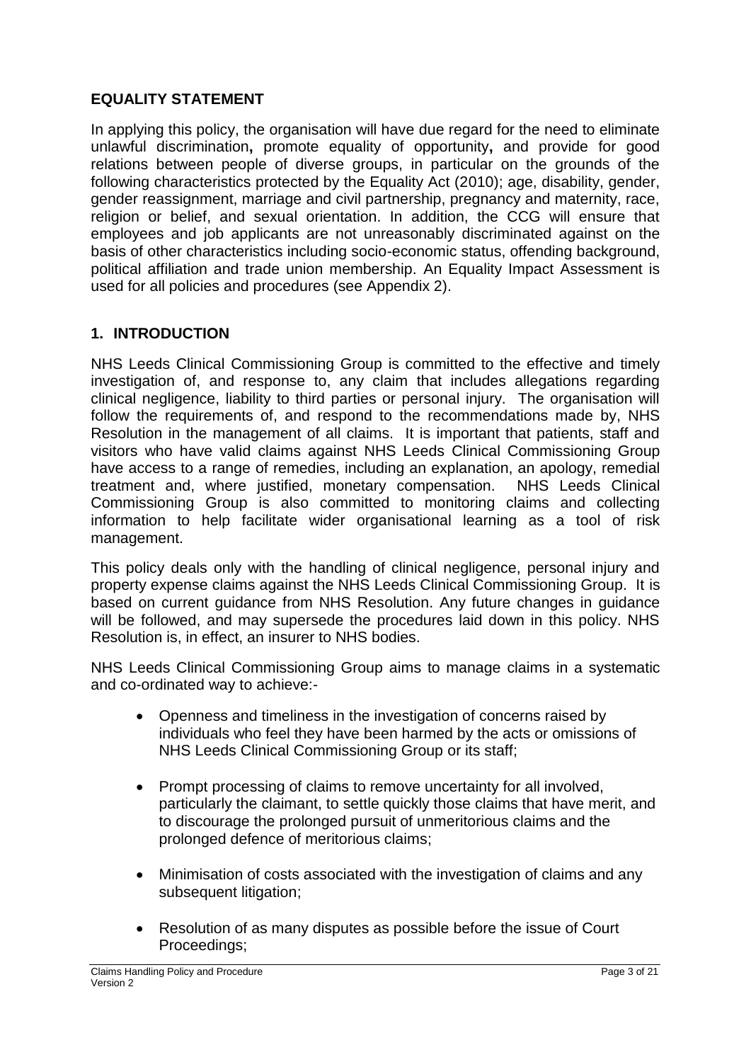## EQUALITY STATEMENT

In applying this policy, the organisation will have due regard for the need to eliminate unlawful discrimination**,** promote equality of opportunity**,** and provide for good relations between people of diverse groups, in particular on the grounds of the following characteristics protected by the Equality Act (2010); age, disability, gender, gender reassignment, marriage and civil partnership, pregnancy and maternity, race, religion or belief, and sexual orientation. In addition, the CCG will ensure that employees and job applicants are not unreasonably discriminated against on the basis of other characteristics including socio-economic status, offending background, political affiliation and trade union membership. An Equality Impact Assessment is used for all policies and procedures (see Appendix 2).

## 1. INTRODUCTION

NHS Leeds Clinical Commissioning Group is committed to the effective and timely investigation of, and response to, any claim that includes allegations regarding clinical negligence, liability to third parties or personal injury. The organisation will follow the requirements of, and respond to the recommendations made by, NHS Resolution in the management of all claims. It is important that patients, staff and visitors who have valid claims against NHS Leeds Clinical Commissioning Group have access to a range of remedies, including an explanation, an apology, remedial treatment and, where justified, monetary compensation. NHS Leeds Clinical Commissioning Group is also committed to monitoring claims and collecting information to help facilitate wider organisational learning as a tool of risk management.

This policy deals only with the handling of clinical negligence, personal injury and property expense claims against the NHS Leeds Clinical Commissioning Group. It is based on current guidance from NHS Resolution. Any future changes in guidance will be followed, and may supersede the procedures laid down in this policy. NHS Resolution is, in effect, an insurer to NHS bodies.

NHS Leeds Clinical Commissioning Group aims to manage claims in a systematic and co-ordinated way to achieve:-

- Openness and timeliness in the investigation of concerns raised by individuals who feel they have been harmed by the acts or omissions of NHS Leeds Clinical Commissioning Group or its staff;
- Prompt processing of claims to remove uncertainty for all involved, particularly the claimant, to settle quickly those claims that have merit, and to discourage the prolonged pursuit of unmeritorious claims and the prolonged defence of meritorious claims;
- Minimisation of costs associated with the investigation of claims and any subsequent litigation;
- Resolution of as many disputes as possible before the issue of Court Proceedings;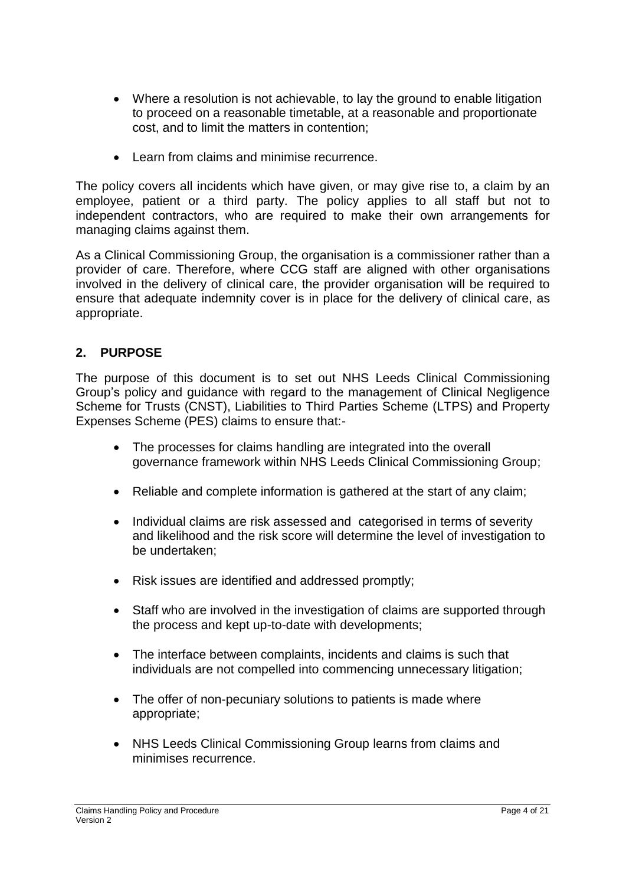- Where a resolution is not achievable, to lay the ground to enable litigation to proceed on a reasonable timetable, at a reasonable and proportionate cost, and to limit the matters in contention;
- Learn from claims and minimise recurrence.

The policy covers all incidents which have given, or may give rise to, a claim by an employee, patient or a third party. The policy applies to all staff but not to independent contractors, who are required to make their own arrangements for managing claims against them.

As a Clinical Commissioning Group, the organisation is a commissioner rather than a provider of care. Therefore, where CCG staff are aligned with other organisations involved in the delivery of clinical care, the provider organisation will be required to ensure that adequate indemnity cover is in place for the delivery of clinical care, as appropriate.

## 2. PURPOSE

The purpose of this document is to set out NHS Leeds Clinical Commissioning Group's policy and guidance with regard to the management of Clinical Negligence Scheme for Trusts (CNST), Liabilities to Third Parties Scheme (LTPS) and Property Expenses Scheme (PES) claims to ensure that:-

- The processes for claims handling are integrated into the overall governance framework within NHS Leeds Clinical Commissioning Group;
- Reliable and complete information is gathered at the start of any claim;
- Individual claims are risk assessed and categorised in terms of severity and likelihood and the risk score will determine the level of investigation to be undertaken;
- Risk issues are identified and addressed promptly;
- Staff who are involved in the investigation of claims are supported through the process and kept up-to-date with developments;
- The interface between complaints, incidents and claims is such that individuals are not compelled into commencing unnecessary litigation;
- The offer of non-pecuniary solutions to patients is made where appropriate;
- NHS Leeds Clinical Commissioning Group learns from claims and minimises recurrence.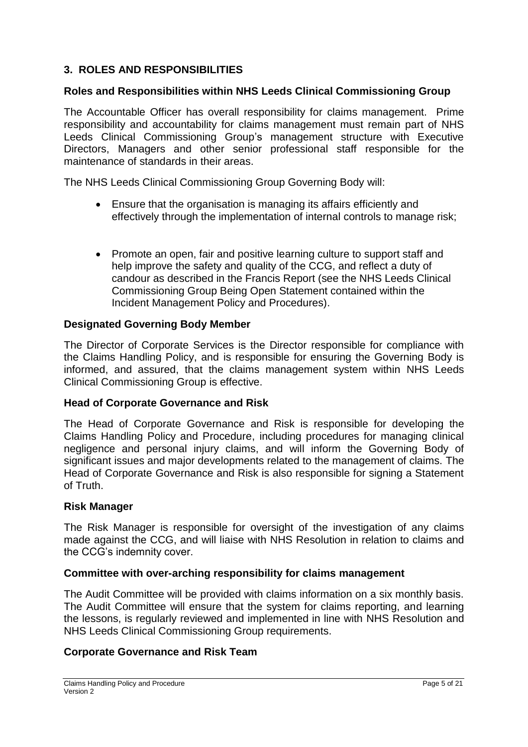## 3. ROLES AND RESPONSIBILITIES

### Roles and Responsibilities within NHS Leeds Clinical Commissioning Group

The Accountable Officer has overall responsibility for claims management. Prime responsibility and accountability for claims management must remain part of NHS Leeds Clinical Commissioning Group's management structure with Executive Directors, Managers and other senior professional staff responsible for the maintenance of standards in their areas.

The NHS Leeds Clinical Commissioning Group Governing Body will:

- Ensure that the organisation is managing its affairs efficiently and effectively through the implementation of internal controls to manage risk;
- Promote an open, fair and positive learning culture to support staff and help improve the safety and quality of the CCG, and reflect a duty of candour as described in the Francis Report (see the NHS Leeds Clinical Commissioning Group Being Open Statement contained within the Incident Management Policy and Procedures).

### Designated Governing Body Member

The Director of Corporate Services is the Director responsible for compliance with the Claims Handling Policy, and is responsible for ensuring the Governing Body is informed, and assured, that the claims management system within NHS Leeds Clinical Commissioning Group is effective.

### Head of Corporate Governance and Risk

The Head of Corporate Governance and Risk is responsible for developing the Claims Handling Policy and Procedure, including procedures for managing clinical negligence and personal injury claims, and will inform the Governing Body of significant issues and major developments related to the management of claims. The Head of Corporate Governance and Risk is also responsible for signing a Statement of Truth.

### Risk Manager

The Risk Manager is responsible for oversight of the investigation of any claims made against the CCG, and will liaise with NHS Resolution in relation to claims and the CCG's indemnity cover.

### Committee with over-arching responsibility for claims management

The Audit Committee will be provided with claims information on a six monthly basis. The Audit Committee will ensure that the system for claims reporting, and learning the lessons, is regularly reviewed and implemented in line with NHS Resolution and NHS Leeds Clinical Commissioning Group requirements.

### Corporate Governance and Risk Team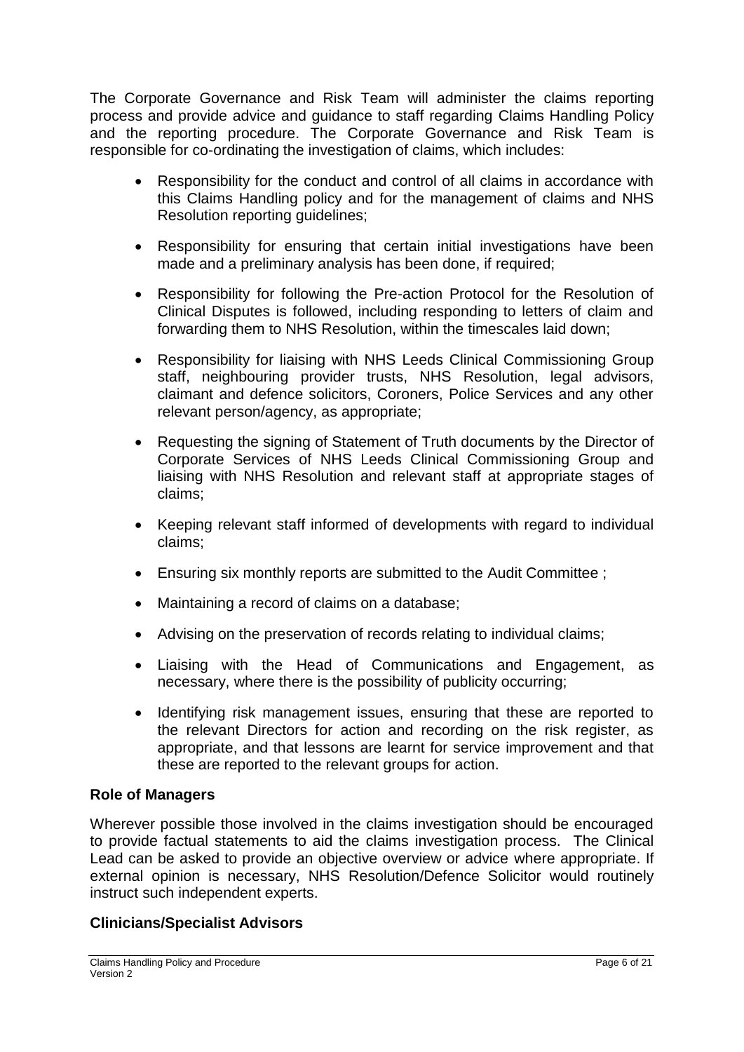The Corporate Governance and Risk Team will administer the claims reporting process and provide advice and guidance to staff regarding Claims Handling Policy and the reporting procedure. The Corporate Governance and Risk Team is responsible for co-ordinating the investigation of claims, which includes:

- Responsibility for the conduct and control of all claims in accordance with this Claims Handling policy and for the management of claims and NHS Resolution reporting guidelines;
- Responsibility for ensuring that certain initial investigations have been made and a preliminary analysis has been done, if required;
- Responsibility for following the Pre-action Protocol for the Resolution of Clinical Disputes is followed, including responding to letters of claim and forwarding them to NHS Resolution, within the timescales laid down;
- Responsibility for liaising with NHS Leeds Clinical Commissioning Group staff, neighbouring provider trusts, NHS Resolution, legal advisors, claimant and defence solicitors, Coroners, Police Services and any other relevant person/agency, as appropriate;
- Requesting the signing of Statement of Truth documents by the Director of Corporate Services of NHS Leeds Clinical Commissioning Group and liaising with NHS Resolution and relevant staff at appropriate stages of claims;
- Keeping relevant staff informed of developments with regard to individual claims;
- Ensuring six monthly reports are submitted to the Audit Committee ;
- Maintaining a record of claims on a database;
- Advising on the preservation of records relating to individual claims;
- Liaising with the Head of Communications and Engagement, as necessary, where there is the possibility of publicity occurring;
- Identifying risk management issues, ensuring that these are reported to the relevant Directors for action and recording on the risk register, as appropriate, and that lessons are learnt for service improvement and that these are reported to the relevant groups for action.

**Role of Managers**

Wherever possible those involved in the claims investigation should be encouraged to provide factual statements to aid the claims investigation process. The Clinical Lead can be asked to provide an objective overview or advice where appropriate. If external opinion is necessary, NHS Resolution/Defence Solicitor would routinely instruct such independent experts.

**Clinicians/Specialist Advisors**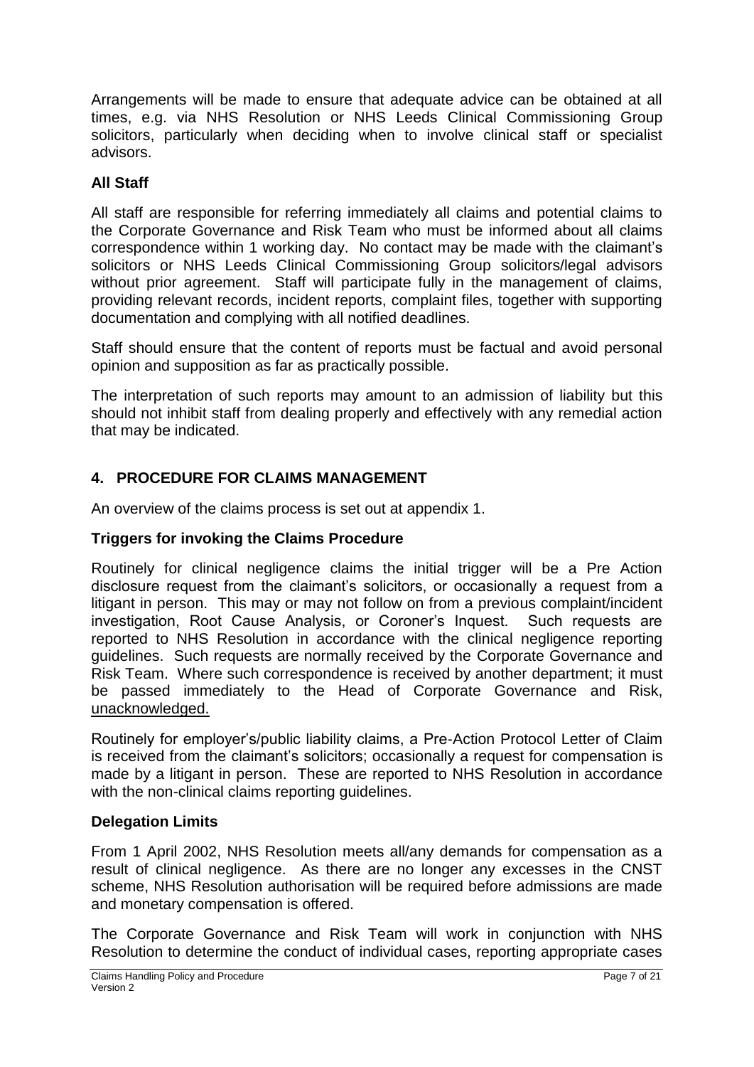Arrangements will be made to ensure that adequate advice can be obtained at all times, e.g. via NHS Resolution or NHS Leeds Clinical Commissioning Group solicitors, particularly when deciding when to involve clinical staff or specialist advisors.

**All Staff**

All staff are responsible for referring immediately all claims and potential claims to the Corporate Governance and Risk Team who must be informed about all claims correspondence within 1 working day. No contact may be made with the claimant's solicitors or NHS Leeds Clinical Commissioning Group solicitors/legal advisors without prior agreement. Staff will participate fully in the management of claims, providing relevant records, incident reports, complaint files, together with supporting documentation and complying with all notified deadlines.

Staff should ensure that the content of reports must be factual and avoid personal opinion and supposition as far as practically possible.

The interpretation of such reports may amount to an admission of liability but this should not inhibit staff from dealing properly and effectively with any remedial action that may be indicated.

## 4. PROCEDURE FOR CLAIMS MANAGEMENT

An overview of the claims process is set out at appendix 1.

**Triggers for invoking the Claims Procedure**

Routinely for clinical negligence claims the initial trigger will be a Pre Action disclosure request from the claimant's solicitors, or occasionally a request from a litigant in person. This may or may not follow on from a previous complaint/incident investigation, Root Cause Analysis, or Coroner's Inquest. Such requests are reported to NHS Resolution in accordance with the clinical negligence reporting guidelines. Such requests are normally received by the Corporate Governance and Risk Team. Where such correspondence is received by another department; it must be passed immediately to the Head of Corporate Governance and Risk, unacknowledged.

Routinely for employer's/public liability claims, a Pre-Action Protocol Letter of Claim is received from the claimant's solicitors; occasionally a request for compensation is made by a litigant in person. These are reported to NHS Resolution in accordance with the non-clinical claims reporting guidelines.

**Delegation Limits**

From 1 April 2002, NHS Resolution meets all/any demands for compensation as a result of clinical negligence. As there are no longer any excesses in the CNST scheme, NHS Resolution authorisation will be required before admissions are made and monetary compensation is offered.

The Corporate Governance and Risk Team will work in conjunction with NHS Resolution to determine the conduct of individual cases, reporting appropriate cases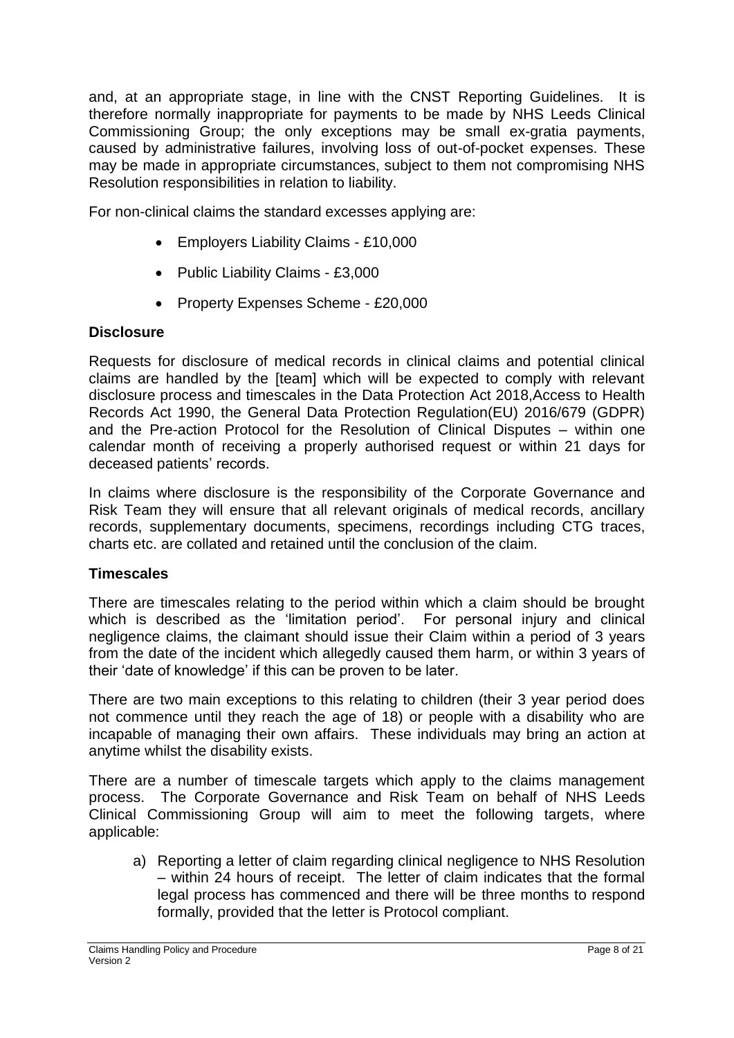and, at an appropriate stage, in line with the CNST Reporting Guidelines. It is therefore normally inappropriate for payments to be made by NHS Leeds Clinical Commissioning Group; the only exceptions may be small ex-gratia payments, caused by administrative failures, involving loss of out-of-pocket expenses. These may be made in appropriate circumstances, subject to them not compromising NHS Resolution responsibilities in relation to liability.

For non-clinical claims the standard excesses applying are:

- Employers Liability Claims - £10,000
- Public Liability Claims - £3,000
- Property Expenses Scheme - £20,000

**Disclosure**

Requests for disclosure of medical records in clinical claims and potential clinical claims are handled by the [team] which will be expected to comply with relevant disclosure process and timescales in the Data Protection Act 2018,Access to Health Records Act 1990, the General Data Protection Regulation(EU) 2016/679 (GDPR) and the Pre-action Protocol for the Resolution of Clinical Disputes – within one calendar month of receiving a properly authorised request or within 21 days for deceased patients' records.

In claims where disclosure is the responsibility of the Corporate Governance and Risk Team they will ensure that all relevant originals of medical records, ancillary records, supplementary documents, specimens, recordings including CTG traces, charts etc. are collated and retained until the conclusion of the claim.

**Timescales**

There are timescales relating to the period within which a claim should be brought which is described as the 'limitation period'. For personal injury and clinical negligence claims, the claimant should issue their Claim within a period of 3 years from the date of the incident which allegedly caused them harm, or within 3 years of their 'date of knowledge' if this can be proven to be later.

There are two main exceptions to this relating to children (their 3 year period does not commence until they reach the age of 18) or people with a disability who are incapable of managing their own affairs. These individuals may bring an action at anytime whilst the disability exists.

There are a number of timescale targets which apply to the claims management process. The Corporate Governance and Risk Team on behalf of NHS Leeds Clinical Commissioning Group will aim to meet the following targets, where applicable:

a) Reporting a letter of claim regarding clinical negligence to NHS Resolution – within 24 hours of receipt. The letter of claim indicates that the formal legal process has commenced and there will be three months to respond formally, provided that the letter is Protocol compliant.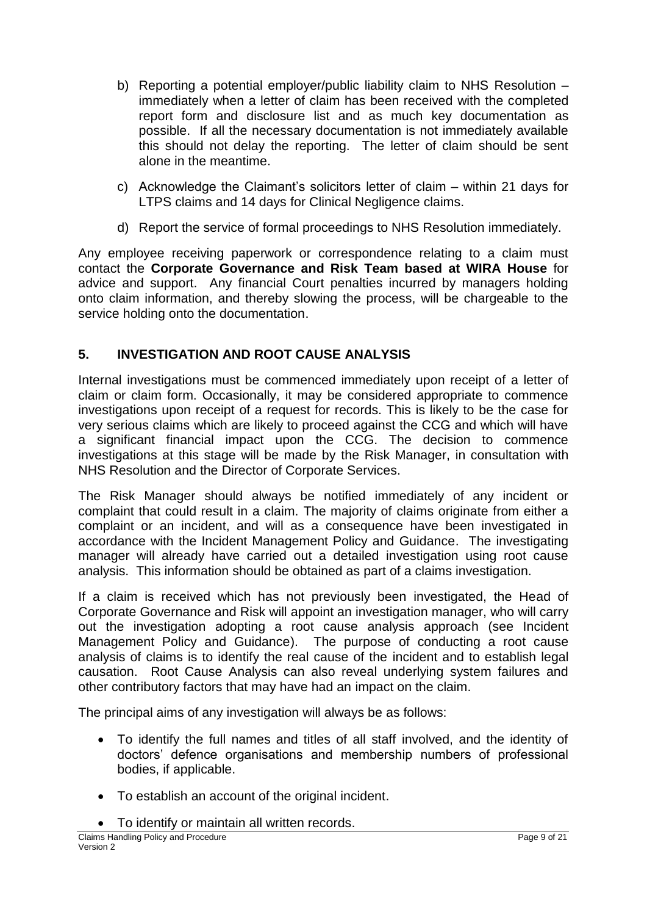b) Reporting a potential employer/public liability claim to NHS Resolution – immediately when a letter of claim has been received with the completed report form and disclosure list and as much key documentation as possible. If all the necessary documentation is not immediately available this should not delay the reporting. The letter of claim should be sent alone in the meantime.

c) Acknowledge the Claimant's solicitors letter of claim – within 21 days for LTPS claims and 14 days for Clinical Negligence claims.

d) Report the service of formal proceedings to NHS Resolution immediately.

Any employee receiving paperwork or correspondence relating to a claim must contact the **Corporate Governance and Risk Team based at WIRA House** for advice and support. Any financial Court penalties incurred by managers holding onto claim information, and thereby slowing the process, will be chargeable to the service holding onto the documentation.

## 5. INVESTIGATION AND ROOT CAUSE ANALYSIS

Internal investigations must be commenced immediately upon receipt of a letter of claim or claim form. Occasionally, it may be considered appropriate to commence investigations upon receipt of a request for records. This is likely to be the case for very serious claims which are likely to proceed against the CCG and which will have a significant financial impact upon the CCG. The decision to commence investigations at this stage will be made by the Risk Manager, in consultation with NHS Resolution and the Director of Corporate Services.

The Risk Manager should always be notified immediately of any incident or complaint that could result in a claim. The majority of claims originate from either a complaint or an incident, and will as a consequence have been investigated in accordance with the Incident Management Policy and Guidance. The investigating manager will already have carried out a detailed investigation using root cause analysis. This information should be obtained as part of a claims investigation.

If a claim is received which has not previously been investigated, the Head of Corporate Governance and Risk will appoint an investigation manager, who will carry out the investigation adopting a root cause analysis approach (see Incident Management Policy and Guidance). The purpose of conducting a root cause analysis of claims is to identify the real cause of the incident and to establish legal causation. Root Cause Analysis can also reveal underlying system failures and other contributory factors that may have had an impact on the claim.

The principal aims of any investigation will always be as follows:

- To identify the full names and titles of all staff involved, and the identity of doctors' defence organisations and membership numbers of professional bodies, if applicable.
- To establish an account of the original incident.
- To identify or maintain all written records.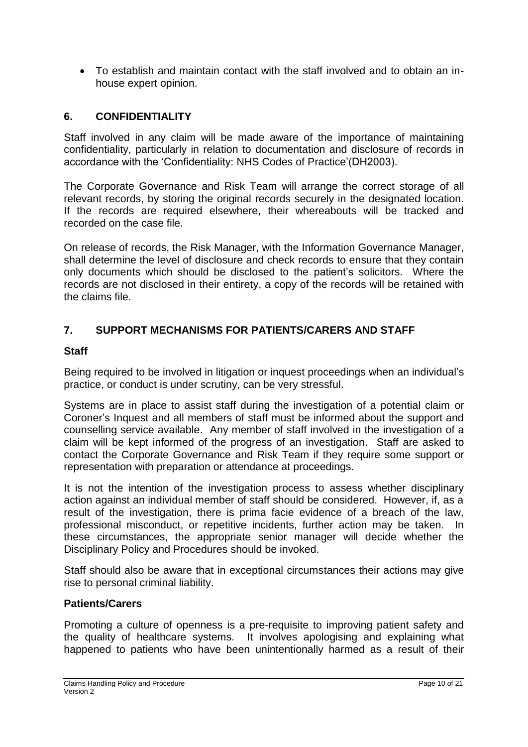- To establish and maintain contact with the staff involved and to obtain an in-house expert opinion.

## 6. CONFIDENTIALITY

Staff involved in any claim will be made aware of the importance of maintaining confidentiality, particularly in relation to documentation and disclosure of records in accordance with the 'Confidentiality: NHS Codes of Practice'(DH2003).

The Corporate Governance and Risk Team will arrange the correct storage of all relevant records, by storing the original records securely in the designated location. If the records are required elsewhere, their whereabouts will be tracked and recorded on the case file.

On release of records, the Risk Manager, with the Information Governance Manager, shall determine the level of disclosure and check records to ensure that they contain only documents which should be disclosed to the patient's solicitors. Where the records are not disclosed in their entirety, a copy of the records will be retained with the claims file.

## 7. SUPPORT MECHANISMS FOR PATIENTS/CARERS AND STAFF

### Staff

Being required to be involved in litigation or inquest proceedings when an individual's practice, or conduct is under scrutiny, can be very stressful.

Systems are in place to assist staff during the investigation of a potential claim or Coroner's Inquest and all members of staff must be informed about the support and counselling service available. Any member of staff involved in the investigation of a claim will be kept informed of the progress of an investigation. Staff are asked to contact the Corporate Governance and Risk Team if they require some support or representation with preparation or attendance at proceedings.

It is not the intention of the investigation process to assess whether disciplinary action against an individual member of staff should be considered. However, if, as a result of the investigation, there is prima facie evidence of a breach of the law, professional misconduct, or repetitive incidents, further action may be taken. In these circumstances, the appropriate senior manager will decide whether the Disciplinary Policy and Procedures should be invoked.

Staff should also be aware that in exceptional circumstances their actions may give rise to personal criminal liability.

### Patients/Carers

Promoting a culture of openness is a pre-requisite to improving patient safety and the quality of healthcare systems. It involves apologising and explaining what happened to patients who have been unintentionally harmed as a result of their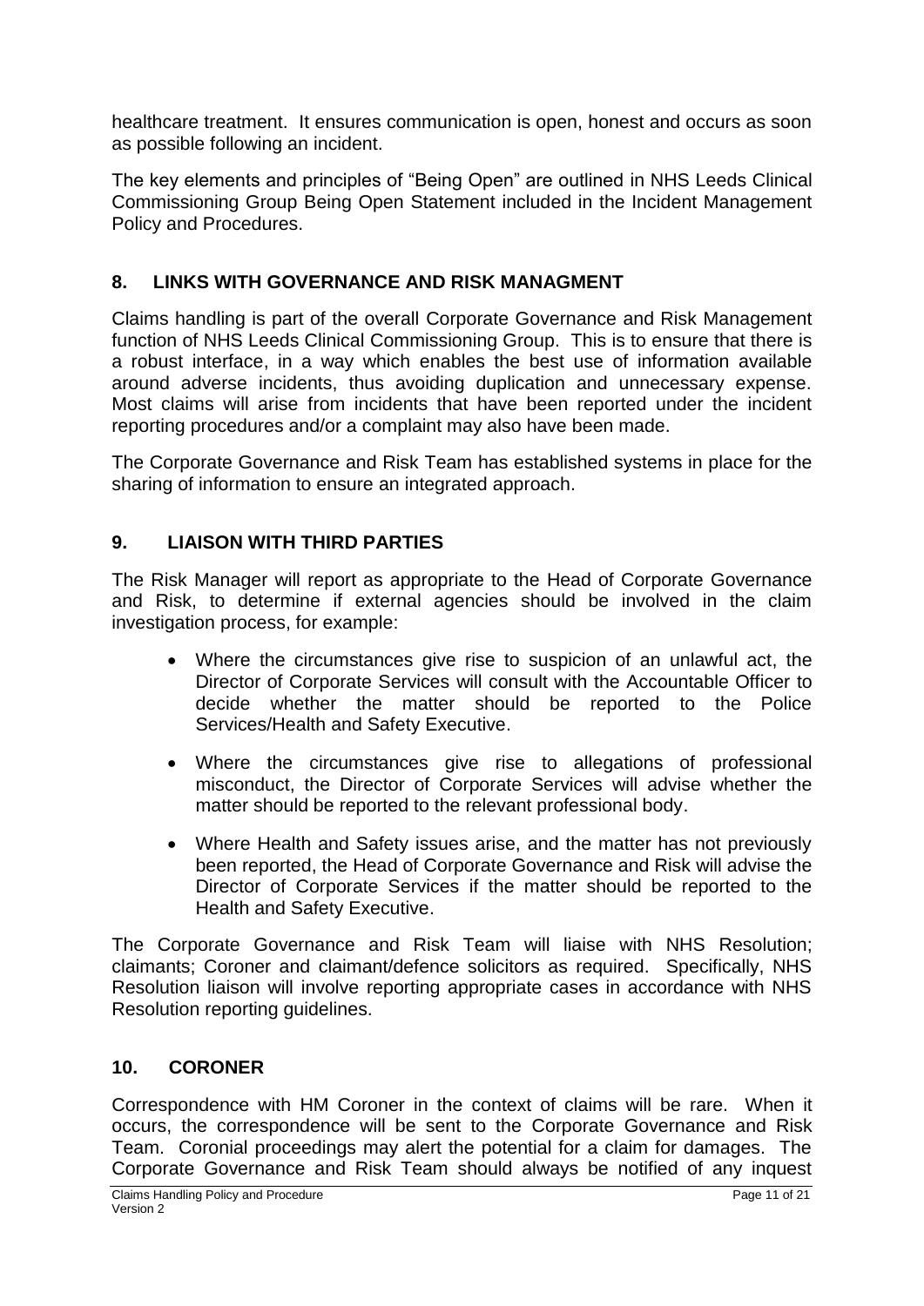healthcare treatment. It ensures communication is open, honest and occurs as soon as possible following an incident.

The key elements and principles of "Being Open" are outlined in NHS Leeds Clinical Commissioning Group Being Open Statement included in the Incident Management Policy and Procedures.

## 8. LINKS WITH GOVERNANCE AND RISK MANAGMENT

Claims handling is part of the overall Corporate Governance and Risk Management function of NHS Leeds Clinical Commissioning Group. This is to ensure that there is a robust interface, in a way which enables the best use of information available around adverse incidents, thus avoiding duplication and unnecessary expense. Most claims will arise from incidents that have been reported under the incident reporting procedures and/or a complaint may also have been made.

The Corporate Governance and Risk Team has established systems in place for the sharing of information to ensure an integrated approach.

## 9. LIAISON WITH THIRD PARTIES

The Risk Manager will report as appropriate to the Head of Corporate Governance and Risk, to determine if external agencies should be involved in the claim investigation process, for example:

- Where the circumstances give rise to suspicion of an unlawful act, the Director of Corporate Services will consult with the Accountable Officer to decide whether the matter should be reported to the Police Services/Health and Safety Executive.
- Where the circumstances give rise to allegations of professional misconduct, the Director of Corporate Services will advise whether the matter should be reported to the relevant professional body.
- Where Health and Safety issues arise, and the matter has not previously been reported, the Head of Corporate Governance and Risk will advise the Director of Corporate Services if the matter should be reported to the Health and Safety Executive.

The Corporate Governance and Risk Team will liaise with NHS Resolution; claimants; Coroner and claimant/defence solicitors as required. Specifically, NHS Resolution liaison will involve reporting appropriate cases in accordance with NHS Resolution reporting guidelines.

## 10. CORONER

Correspondence with HM Coroner in the context of claims will be rare. When it occurs, the correspondence will be sent to the Corporate Governance and Risk Team. Coronial proceedings may alert the potential for a claim for damages. The Corporate Governance and Risk Team should always be notified of any inquest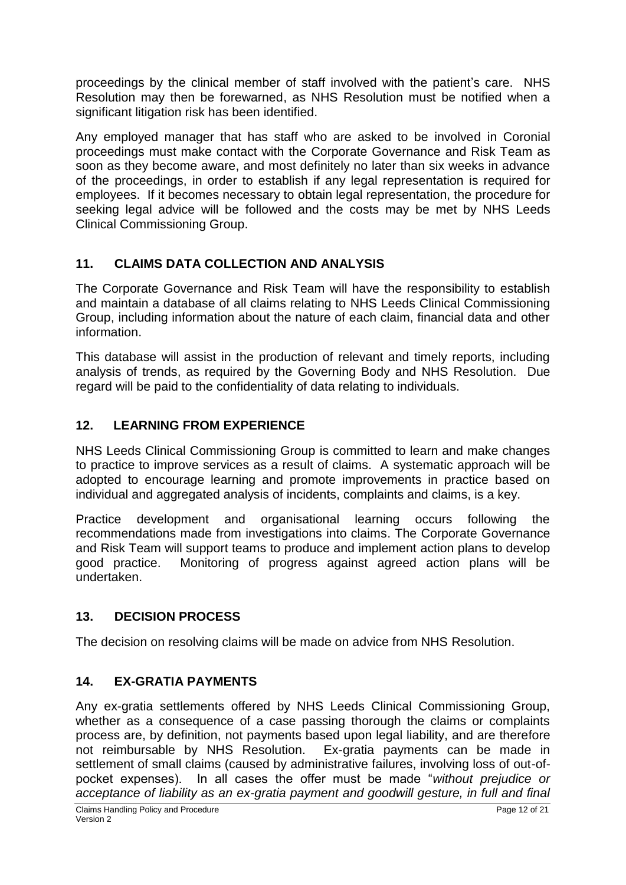proceedings by the clinical member of staff involved with the patient's care. NHS Resolution may then be forewarned, as NHS Resolution must be notified when a significant litigation risk has been identified.

Any employed manager that has staff who are asked to be involved in Coronial proceedings must make contact with the Corporate Governance and Risk Team as soon as they become aware, and most definitely no later than six weeks in advance of the proceedings, in order to establish if any legal representation is required for employees. If it becomes necessary to obtain legal representation, the procedure for seeking legal advice will be followed and the costs may be met by NHS Leeds Clinical Commissioning Group.

## 11. CLAIMS DATA COLLECTION AND ANALYSIS

The Corporate Governance and Risk Team will have the responsibility to establish and maintain a database of all claims relating to NHS Leeds Clinical Commissioning Group, including information about the nature of each claim, financial data and other information.

This database will assist in the production of relevant and timely reports, including analysis of trends, as required by the Governing Body and NHS Resolution. Due regard will be paid to the confidentiality of data relating to individuals.

## 12. LEARNING FROM EXPERIENCE

NHS Leeds Clinical Commissioning Group is committed to learn and make changes to practice to improve services as a result of claims. A systematic approach will be adopted to encourage learning and promote improvements in practice based on individual and aggregated analysis of incidents, complaints and claims, is a key.

Practice development and organisational learning occurs following the recommendations made from investigations into claims. The Corporate Governance and Risk Team will support teams to produce and implement action plans to develop good practice. Monitoring of progress against agreed action plans will be undertaken.

## 13. DECISION PROCESS

The decision on resolving claims will be made on advice from NHS Resolution.

## 14. EX-GRATIA PAYMENTS

Any ex-gratia settlements offered by NHS Leeds Clinical Commissioning Group, whether as a consequence of a case passing thorough the claims or complaints process are, by definition, not payments based upon legal liability, and are therefore not reimbursable by NHS Resolution. Ex-gratia payments can be made in settlement of small claims (caused by administrative failures, involving loss of out-of-pocket expenses). In all cases the offer must be made "*without prejudice or acceptance of liability as an ex-gratia payment and goodwill gesture, in full and final*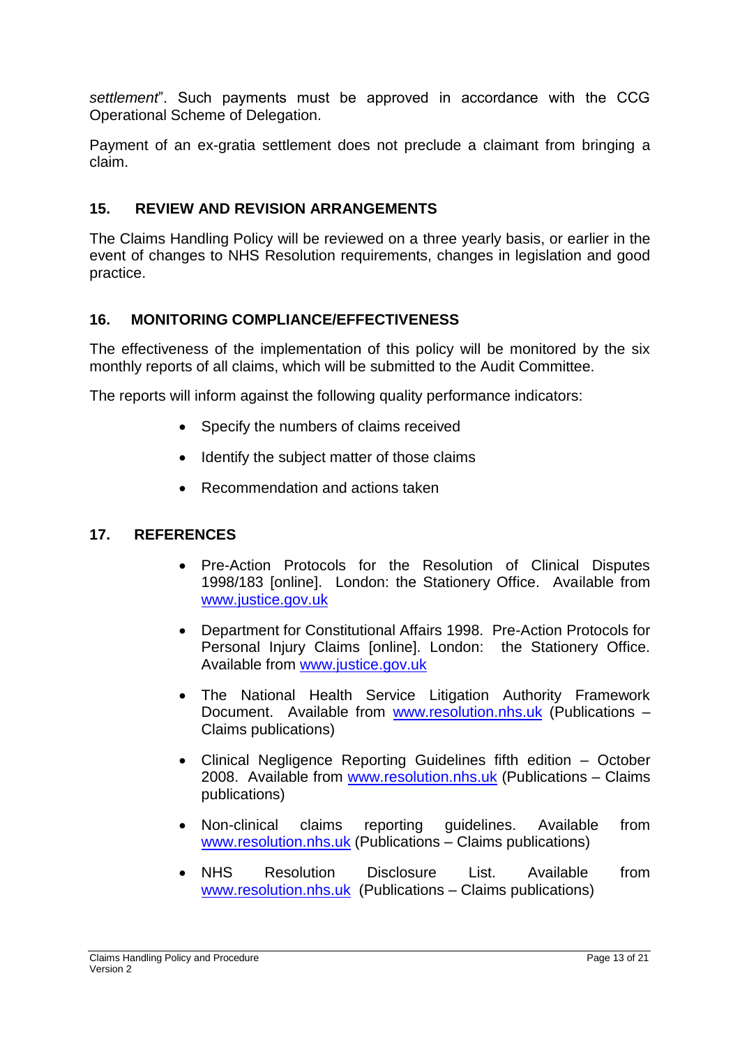*settlement*". Such payments must be approved in accordance with the CCG Operational Scheme of Delegation.

Payment of an ex-gratia settlement does not preclude a claimant from bringing a claim.

## 15. REVIEW AND REVISION ARRANGEMENTS

The Claims Handling Policy will be reviewed on a three yearly basis, or earlier in the event of changes to NHS Resolution requirements, changes in legislation and good practice.

## 16. MONITORING COMPLIANCE/EFFECTIVENESS

The effectiveness of the implementation of this policy will be monitored by the six monthly reports of all claims, which will be submitted to the Audit Committee.

The reports will inform against the following quality performance indicators:

- Specify the numbers of claims received
- Identify the subject matter of those claims
- Recommendation and actions taken

## 17. REFERENCES

- Pre-Action Protocols for the Resolution of Clinical Disputes 1998/183 [online]. London: the Stationery Office. Available from www.justice.gov.uk
- Department for Constitutional Affairs 1998. Pre-Action Protocols for Personal Injury Claims [online]. London: the Stationery Office. Available from www.justice.gov.uk
- The National Health Service Litigation Authority Framework Document. Available from www.resolution.nhs.uk (Publications – Claims publications)
- Clinical Negligence Reporting Guidelines fifth edition – October 2008. Available from www.resolution.nhs.uk (Publications – Claims publications)
- Non-clinical claims reporting guidelines. Available from www.resolution.nhs.uk (Publications – Claims publications)
- NHS Resolution Disclosure List. Available from www.resolution.nhs.uk (Publications – Claims publications)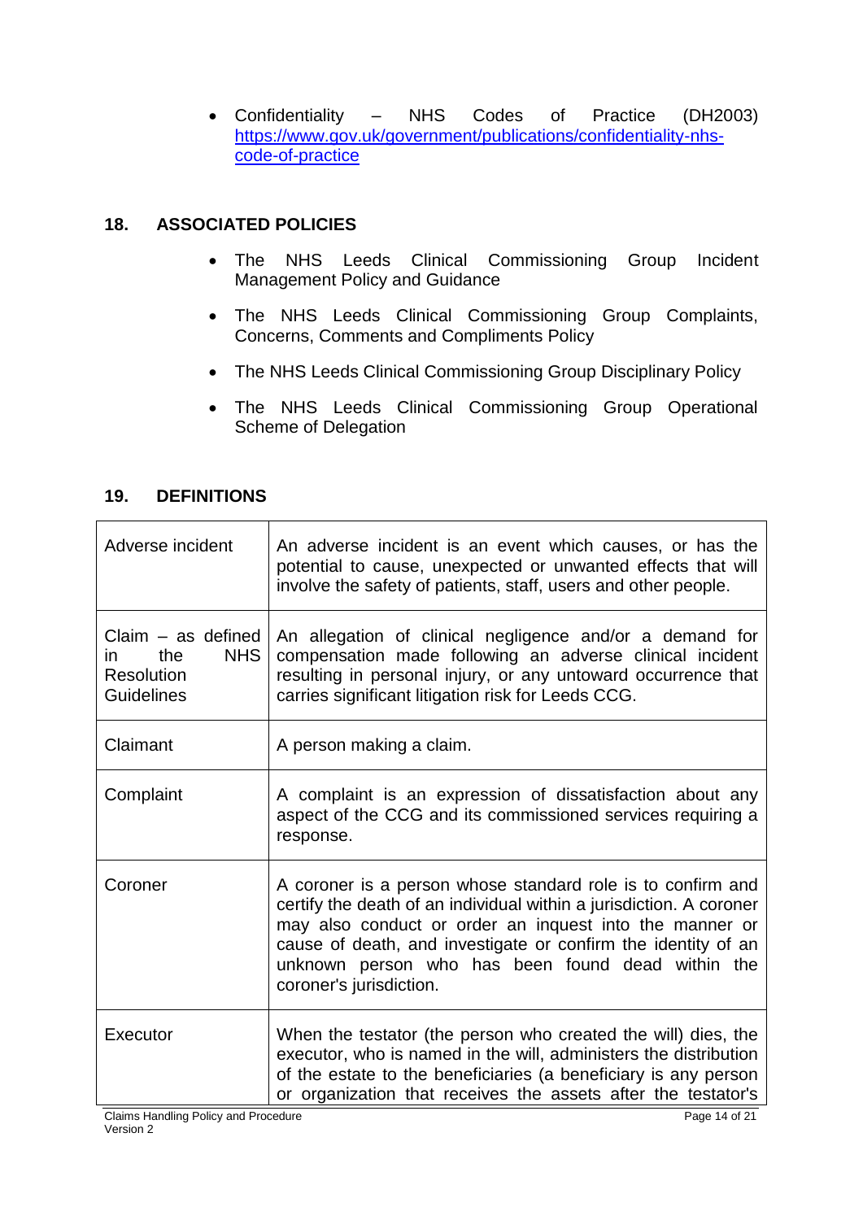- Confidentiality – NHS Codes of Practice (DH2003) https://www.gov.uk/government/publications/confidentiality-nhs-code-of-practice

## 18. ASSOCIATED POLICIES

- The NHS Leeds Clinical Commissioning Group Incident Management Policy and Guidance
- The NHS Leeds Clinical Commissioning Group Complaints, Concerns, Comments and Compliments Policy
- The NHS Leeds Clinical Commissioning Group Disciplinary Policy
- The NHS Leeds Clinical Commissioning Group Operational Scheme of Delegation

## 19. DEFINITIONS

| | |
|---|---|
| Adverse incident | An adverse incident is an event which causes, or has the potential to cause, unexpected or unwanted effects that will involve the safety of patients, staff, users and other people. |
| Claim – as defined in the NHS Resolution Guidelines | An allegation of clinical negligence and/or a demand for compensation made following an adverse clinical incident resulting in personal injury, or any untoward occurrence that carries significant litigation risk for Leeds CCG. |
| Claimant | A person making a claim. |
| Complaint | A complaint is an expression of dissatisfaction about any aspect of the CCG and its commissioned services requiring a response. |
| Coroner | A coroner is a person whose standard role is to confirm and certify the death of an individual within a jurisdiction. A coroner may also conduct or order an inquest into the manner or cause of death, and investigate or confirm the identity of an unknown person who has been found dead within the coroner's jurisdiction. |
| Executor | When the testator (the person who created the will) dies, the executor, who is named in the will, administers the distribution of the estate to the beneficiaries (a beneficiary is any person or organization that receives the assets after the testator's |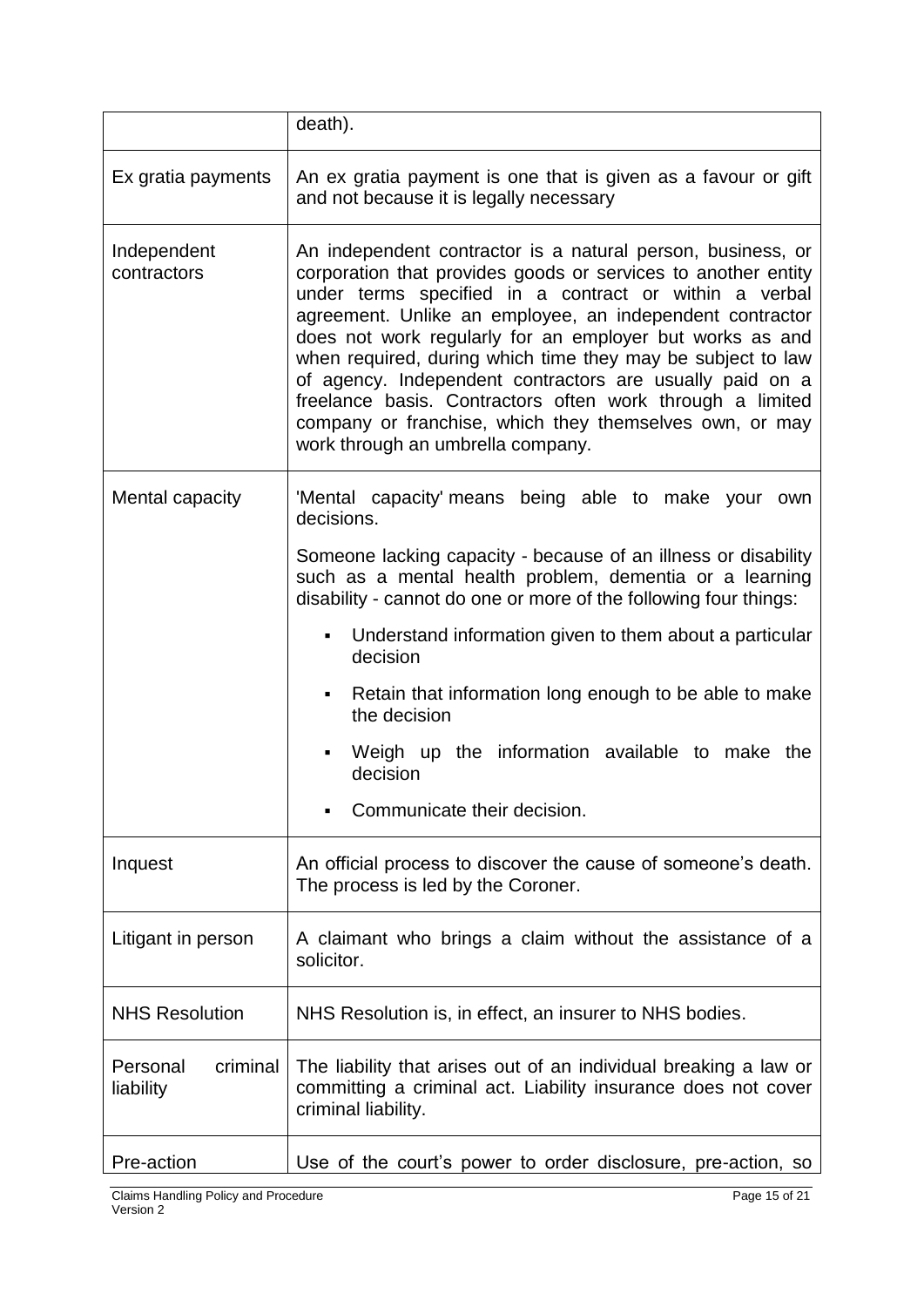|  |  |
|---|---|
|  | death). |
| Ex gratia payments | An ex gratia payment is one that is given as a favour or gift and not because it is legally necessary |
| Independent contractors | An independent contractor is a natural person, business, or corporation that provides goods or services to another entity under terms specified in a contract or within a verbal agreement. Unlike an employee, an independent contractor does not work regularly for an employer but works as and when required, during which time they may be subject to law of agency. Independent contractors are usually paid on a freelance basis. Contractors often work through a limited company or franchise, which they themselves own, or may work through an umbrella company. |
| Mental capacity | 'Mental capacity' means being able to make your own decisions.<br><br>Someone lacking capacity - because of an illness or disability such as a mental health problem, dementia or a learning disability - cannot do one or more of the following four things:<br><br>▪ Understand information given to them about a particular decision<br>▪ Retain that information long enough to be able to make the decision<br>▪ Weigh up the information available to make the decision<br>▪ Communicate their decision. |
| Inquest | An official process to discover the cause of someone's death. The process is led by the Coroner. |
| Litigant in person | A claimant who brings a claim without the assistance of a solicitor. |
| NHS Resolution | NHS Resolution is, in effect, an insurer to NHS bodies. |
| Personal criminal liability | The liability that arises out of an individual breaking a law or committing a criminal act. Liability insurance does not cover criminal liability. |
| Pre-action | Use of the court's power to order disclosure, pre-action, so |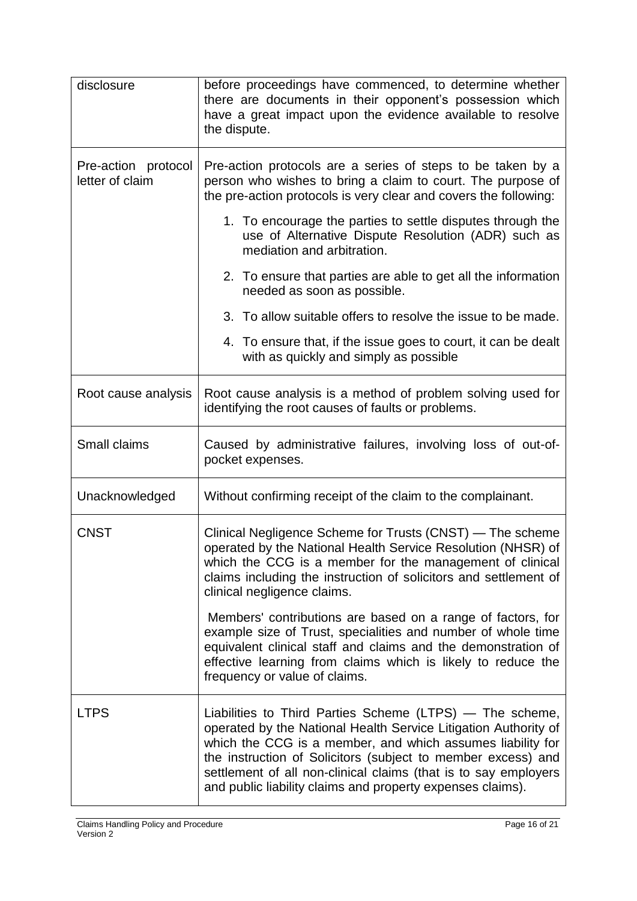| | |
|---|---|
| disclosure | before proceedings have commenced, to determine whether there are documents in their opponent's possession which have a great impact upon the evidence available to resolve the dispute. |
| Pre-action protocol letter of claim | Pre-action protocols are a series of steps to be taken by a person who wishes to bring a claim to court. The purpose of the pre-action protocols is very clear and covers the following:<br>1. To encourage the parties to settle disputes through the use of Alternative Dispute Resolution (ADR) such as mediation and arbitration.<br>2. To ensure that parties are able to get all the information needed as soon as possible.<br>3. To allow suitable offers to resolve the issue to be made.<br>4. To ensure that, if the issue goes to court, it can be dealt with as quickly and simply as possible |
| Root cause analysis | Root cause analysis is a method of problem solving used for identifying the root causes of faults or problems. |
| Small claims | Caused by administrative failures, involving loss of out-of-pocket expenses. |
| Unacknowledged | Without confirming receipt of the claim to the complainant. |
| CNST | Clinical Negligence Scheme for Trusts (CNST) — The scheme operated by the National Health Service Resolution (NHSR) of which the CCG is a member for the management of clinical claims including the instruction of solicitors and settlement of clinical negligence claims.<br>Members' contributions are based on a range of factors, for example size of Trust, specialities and number of whole time equivalent clinical staff and claims and the demonstration of effective learning from claims which is likely to reduce the frequency or value of claims. |
| LTPS | Liabilities to Third Parties Scheme (LTPS) — The scheme, operated by the National Health Service Litigation Authority of which the CCG is a member, and which assumes liability for the instruction of Solicitors (subject to member excess) and settlement of all non-clinical claims (that is to say employers and public liability claims and property expenses claims). |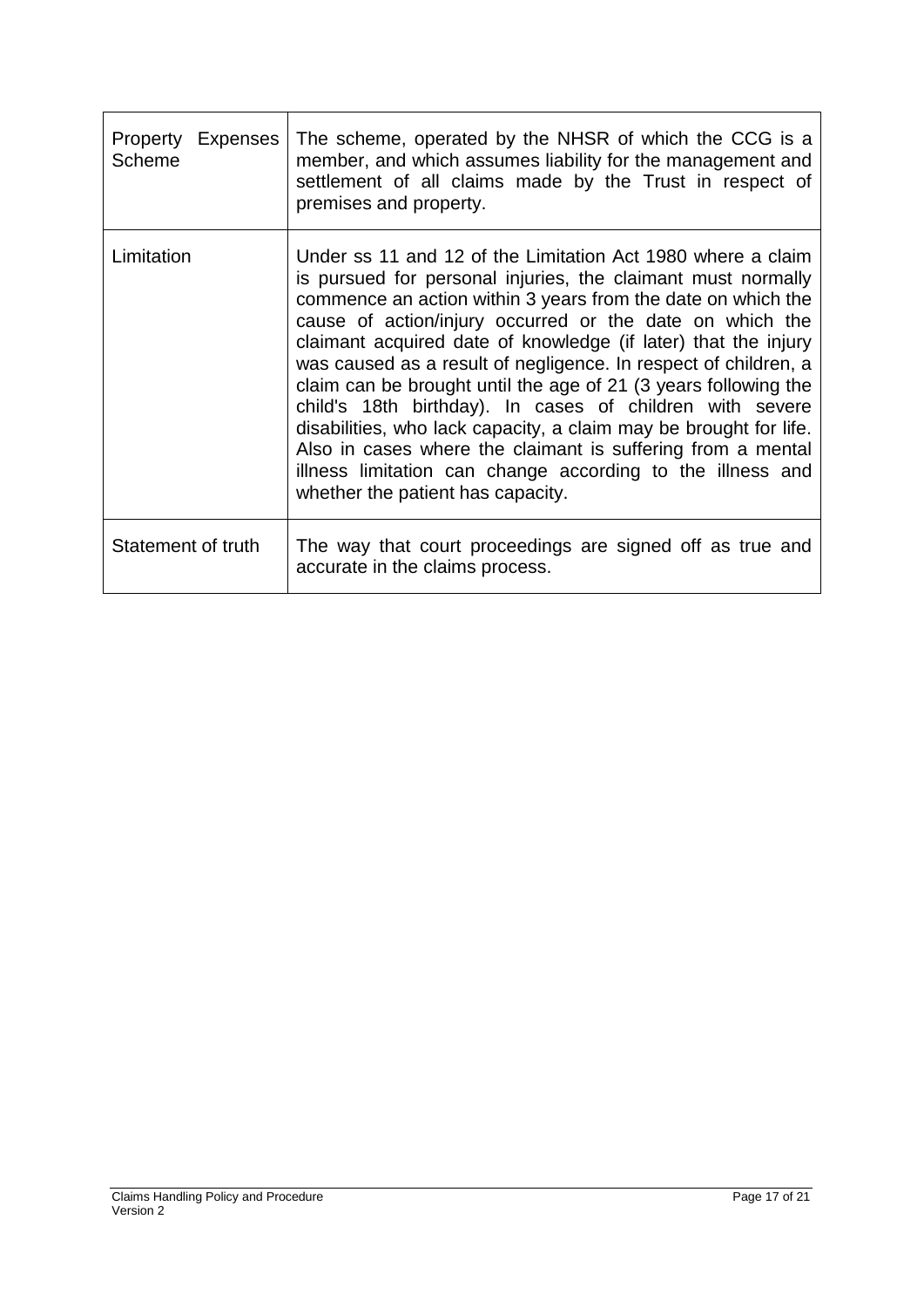| | |
|---|---|
| Property Expenses Scheme | The scheme, operated by the NHSR of which the CCG is a member, and which assumes liability for the management and settlement of all claims made by the Trust in respect of premises and property. |
| Limitation | Under ss 11 and 12 of the Limitation Act 1980 where a claim is pursued for personal injuries, the claimant must normally commence an action within 3 years from the date on which the cause of action/injury occurred or the date on which the claimant acquired date of knowledge (if later) that the injury was caused as a result of negligence. In respect of children, a claim can be brought until the age of 21 (3 years following the child's 18th birthday). In cases of children with severe disabilities, who lack capacity, a claim may be brought for life. Also in cases where the claimant is suffering from a mental illness limitation can change according to the illness and whether the patient has capacity. |
| Statement of truth | The way that court proceedings are signed off as true and accurate in the claims process. |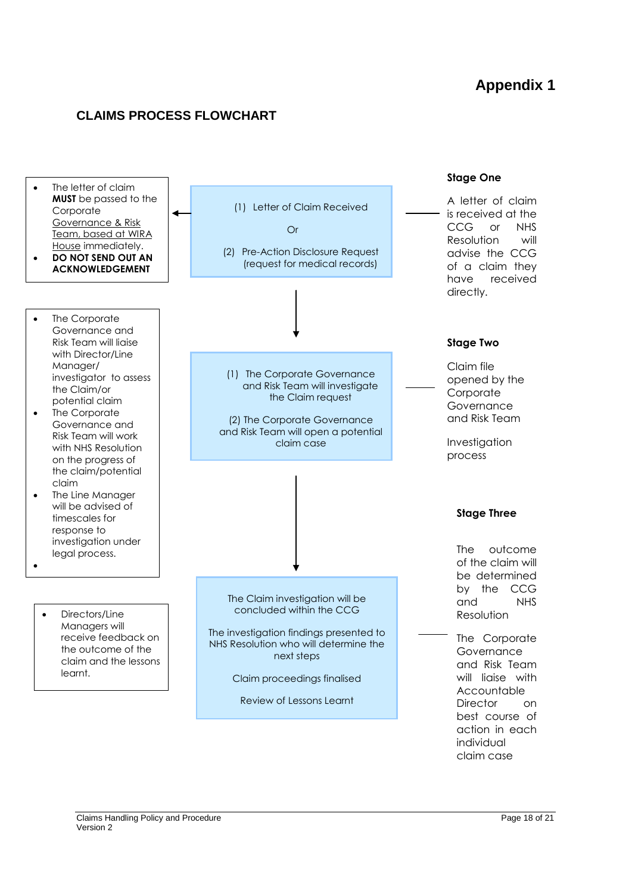# Appendix 1

## CLAIMS PROCESS FLOWCHART

### Stage One

- The letter of claim **MUST** be passed to the Corporate Governance & Risk Team, based at WIRA House immediately.
- **DO NOT SEND OUT AN ACKNOWLEDGEMENT**

(1) Letter of Claim Received

Or

(2) Pre-Action Disclosure Request (request for medical records)

A letter of claim is received at the CCG or NHS Resolution will advise the CCG of a claim they have received directly.

↓

### Stage Two

- The Corporate Governance and Risk Team will liaise with Director/Line Manager/ investigator to assess the Claim/or potential claim
- The Corporate Governance and Risk Team will work with NHS Resolution on the progress of the claim/potential claim
- The Line Manager will be advised of timescales for response to investigation under legal process.

(1) The Corporate Governance and Risk Team will investigate the Claim request

(2) The Corporate Governance and Risk Team will open a potential claim case

Claim file opened by the Corporate Governance and Risk Team

Investigation process

↓

### Stage Three

- Directors/Line Managers will receive feedback on the outcome of the claim and the lessons learnt.

The Claim investigation will be concluded within the CCG

The investigation findings presented to NHS Resolution who will determine the next steps

Claim proceedings finalised

Review of Lessons Learnt

The outcome of the claim will be determined by the CCG and NHS Resolution

The Corporate Governance and Risk Team will liaise with Accountable Director on best course of action in each individual claim case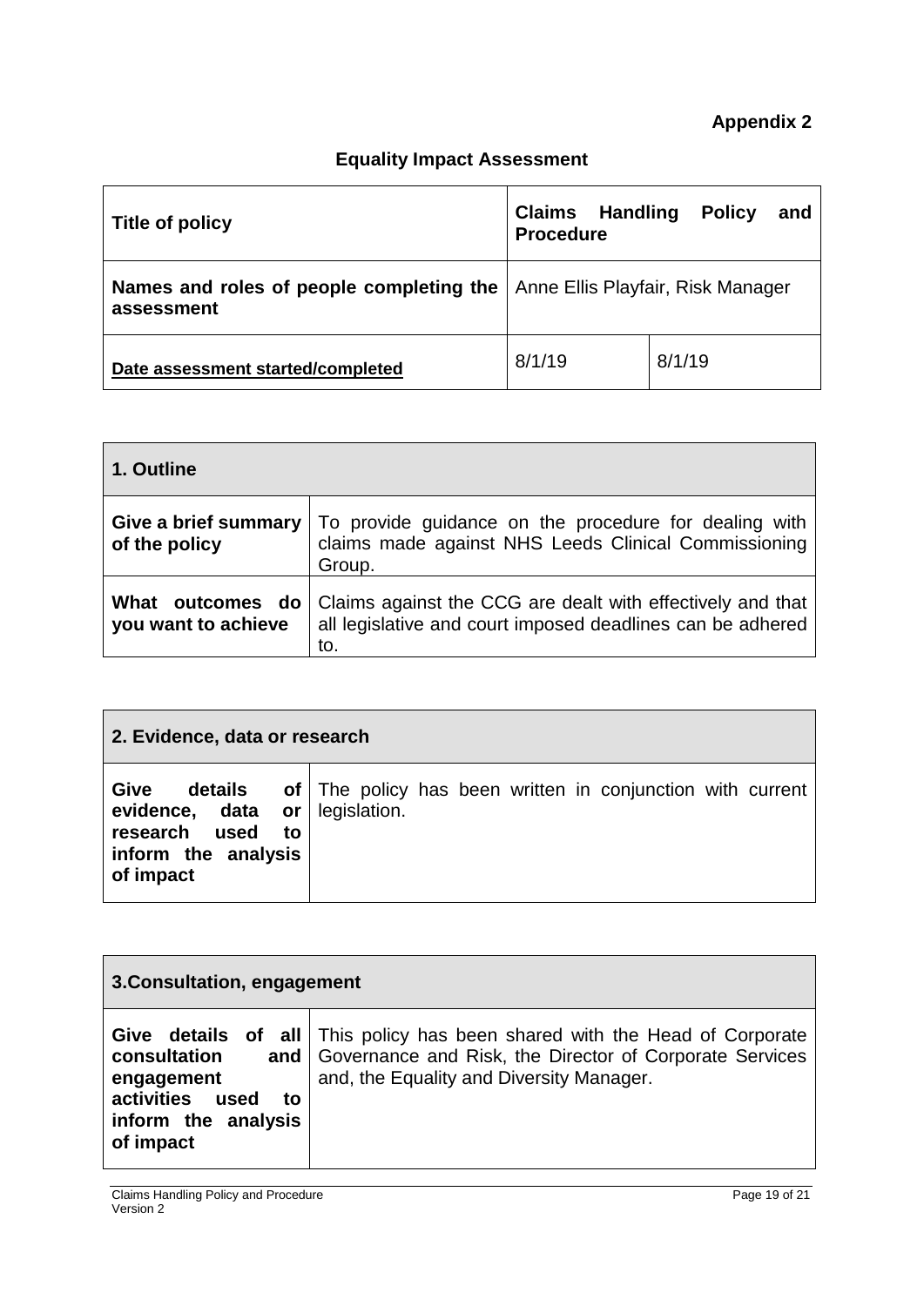**Appendix 2**

## Equality Impact Assessment

| **Title of policy** | **Claims Handling Policy and Procedure** | |
|---|---|---|
| **Names and roles of people completing the assessment** | Anne Ellis Playfair, Risk Manager | |
| **Date assessment started/completed** | 8/1/19 | 8/1/19 |

| **1. Outline** | |
|---|---|
| **Give a brief summary of the policy** | To provide guidance on the procedure for dealing with claims made against NHS Leeds Clinical Commissioning Group. |
| **What outcomes do you want to achieve** | Claims against the CCG are dealt with effectively and that all legislative and court imposed deadlines can be adhered to. |

| **2. Evidence, data or research** | |
|---|---|
| **Give details of evidence, data or research used to inform the analysis of impact** | The policy has been written in conjunction with current legislation. |

| **3.Consultation, engagement** | |
|---|---|
| **Give details of all consultation and engagement activities used to inform the analysis of impact** | This policy has been shared with the Head of Corporate Governance and Risk, the Director of Corporate Services and, the Equality and Diversity Manager. |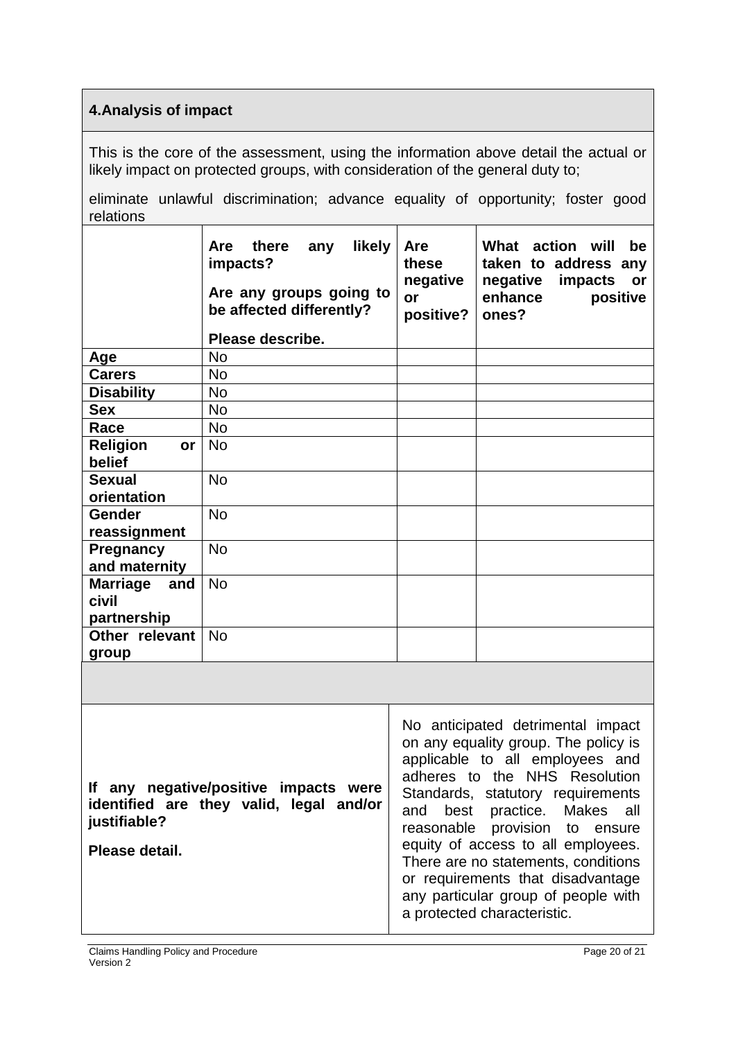## 4. Analysis of impact

This is the core of the assessment, using the information above detail the actual or likely impact on protected groups, with consideration of the general duty to;

eliminate unlawful discrimination; advance equality of opportunity; foster good relations

| | **Are there any likely impacts? Are any groups going to be affected differently? Please describe.** | **Are these negative or positive?** | **What action will be taken to address any negative impacts or enhance positive ones?** |
|---|---|---|---|
| **Age** | No | | |
| **Carers** | No | | |
| **Disability** | No | | |
| **Sex** | No | | |
| **Race** | No | | |
| **Religion or belief** | No | | |
| **Sexual orientation** | No | | |
| **Gender reassignment** | No | | |
| **Pregnancy and maternity** | No | | |
| **Marriage and civil partnership** | No | | |
| **Other relevant group** | No | | |

| **If any negative/positive impacts were identified are they valid, legal and/or justifiable? Please detail.** | No anticipated detrimental impact on any equality group. The policy is applicable to all employees and adheres to the NHS Resolution Standards, statutory requirements and best practice. Makes all reasonable provision to ensure equity of access to all employees. There are no statements, conditions or requirements that disadvantage any particular group of people with a protected characteristic. |
|---|---|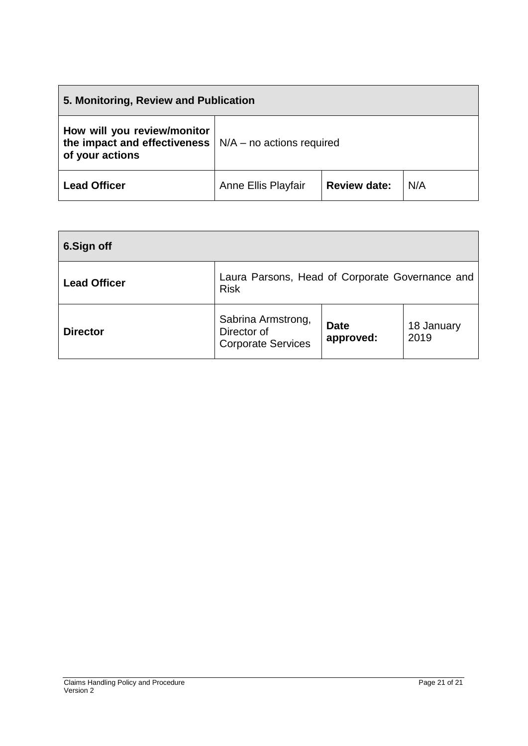| 5. Monitoring, Review and Publication | | | |
|---|---|---|---|
| **How will you review/monitor the impact and effectiveness of your actions** | N/A – no actions required | | |
| **Lead Officer** | Anne Ellis Playfair | **Review date:** | N/A |

| 6.Sign off | | | |
|---|---|---|---|
| **Lead Officer** | Laura Parsons, Head of Corporate Governance and Risk | | |
| **Director** | Sabrina Armstrong, Director of Corporate Services | **Date approved:** | 18 January 2019 |